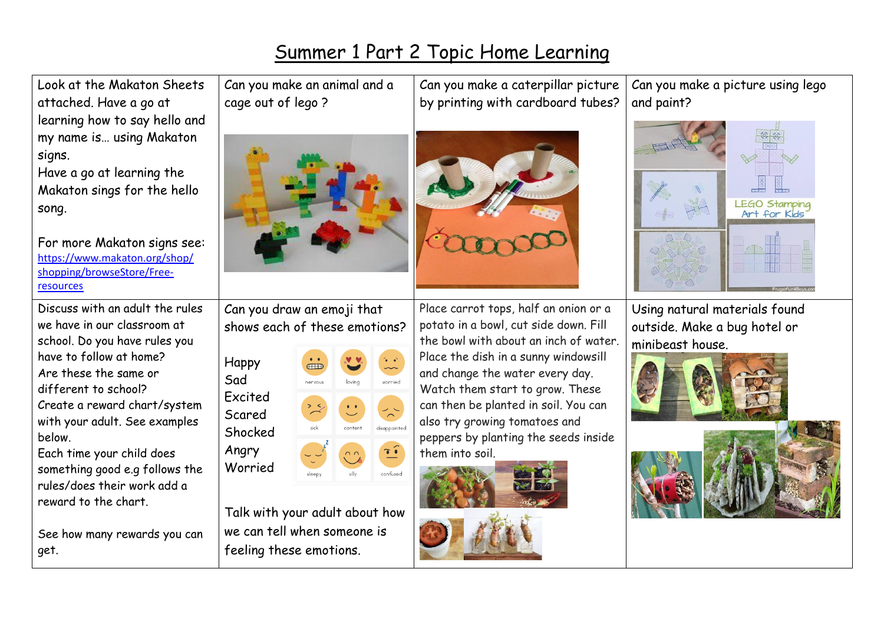# Summer 1 Part 2 Topic Home Learning

| | | | |
|---|---|---|---|
| Look at the Makaton Sheets attached. Have a go at learning how to say hello and my name is… using Makaton signs.<br>Have a go at learning the Makaton sings for the hello song.<br><br>For more Makaton signs see: https://www.makaton.org/shop/shopping/browseStore/Free-resources | Can you make an animal and a cage out of lego ? | Can you make a caterpillar picture by printing with cardboard tubes? | Can you make a picture using lego and paint? |
| Discuss with an adult the rules we have in our classroom at school. Do you have rules you have to follow at home?<br>Are these the same or different to school?<br>Create a reward chart/system with your adult. See examples below.<br>Each time your child does something good e.g follows the rules/does their work add a reward to the chart.<br><br>See how many rewards you can get. | Can you draw an emoji that shows each of these emotions?<br><br>Happy<br>Sad<br>Excited<br>Scared<br>Shocked<br>Angry<br>Worried<br><br>Talk with your adult about how we can tell when someone is feeling these emotions. | Place carrot tops, half an onion or a potato in a bowl, cut side down. Fill the bowl with about an inch of water. Place the dish in a sunny windowsill and change the water every day. Watch them start to grow. These can then be planted in soil. You can also try growing tomatoes and peppers by planting the seeds inside them into soil. | Using natural materials found outside. Make a bug hotel or minibeast house. |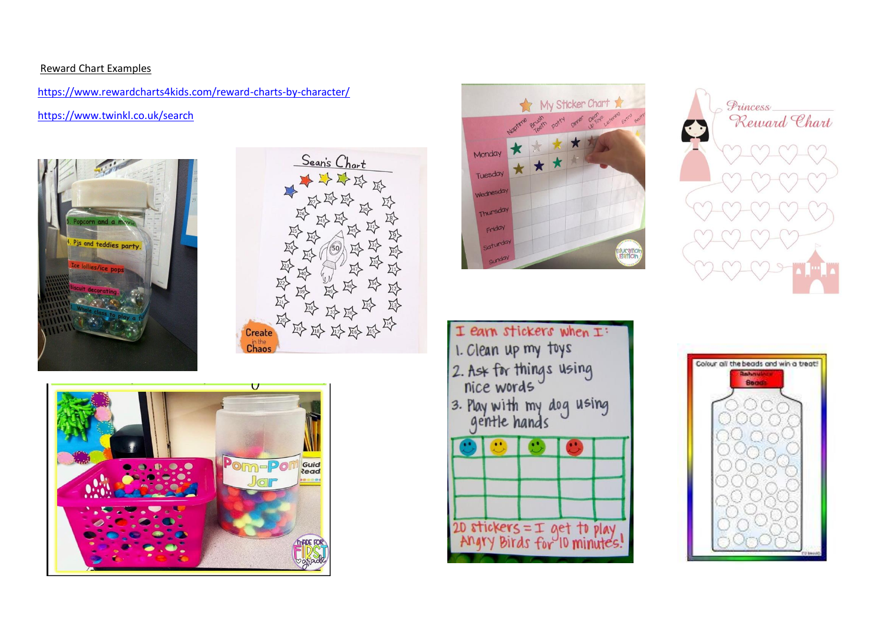Reward Chart Examples

https://www.rewardcharts4kids.com/reward-charts-by-character/

https://www.twinkl.co.uk/search